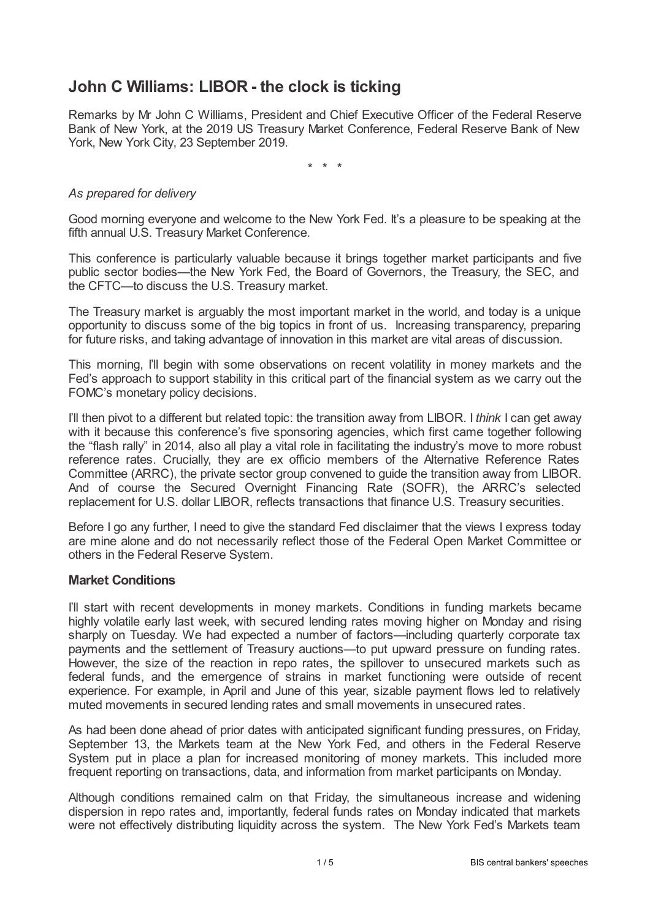# John C Williams: LIBOR - the clock is ticking

Remarks by Mr John C Williams, President and Chief Executive Officer of the Federal Reserve Bank of New York, at the 2019 US Treasury Market Conference, Federal Reserve Bank of New York, New York City, 23 September 2019.

\* \* \*

*As prepared for delivery*

Good morning everyone and welcome to the New York Fed. It's a pleasure to be speaking at the fifth annual U.S. Treasury Market Conference.

This conference is particularly valuable because it brings together market participants and five public sector bodies—the New York Fed, the Board of Governors, the Treasury, the SEC, and the CFTC—to discuss the U.S. Treasury market.

The Treasury market is arguably the most important market in the world, and today is a unique opportunity to discuss some of the big topics in front of us. Increasing transparency, preparing for future risks, and taking advantage of innovation in this market are vital areas of discussion.

This morning, I'll begin with some observations on recent volatility in money markets and the Fed's approach to support stability in this critical part of the financial system as we carry out the FOMC's monetary policy decisions.

I'll then pivot to a different but related topic: the transition away from LIBOR. I *think* I can get away with it because this conference's five sponsoring agencies, which first came together following the "flash rally" in 2014, also all play a vital role in facilitating the industry's move to more robust reference rates. Crucially, they are ex officio members of the Alternative Reference Rates Committee (ARRC), the private sector group convened to guide the transition away from LIBOR. And of course the Secured Overnight Financing Rate (SOFR), the ARRC's selected replacement for U.S. dollar LIBOR, reflects transactions that finance U.S. Treasury securities.

Before I go any further, I need to give the standard Fed disclaimer that the views I express today are mine alone and do not necessarily reflect those of the Federal Open Market Committee or others in the Federal Reserve System.

### Market Conditions

I'll start with recent developments in money markets. Conditions in funding markets became highly volatile early last week, with secured lending rates moving higher on Monday and rising sharply on Tuesday. We had expected a number of factors—including quarterly corporate tax payments and the settlement of Treasury auctions—to put upward pressure on funding rates. However, the size of the reaction in repo rates, the spillover to unsecured markets such as federal funds, and the emergence of strains in market functioning were outside of recent experience. For example, in April and June of this year, sizable payment flows led to relatively muted movements in secured lending rates and small movements in unsecured rates.

As had been done ahead of prior dates with anticipated significant funding pressures, on Friday, September 13, the Markets team at the New York Fed, and others in the Federal Reserve System put in place a plan for increased monitoring of money markets. This included more frequent reporting on transactions, data, and information from market participants on Monday.

Although conditions remained calm on that Friday, the simultaneous increase and widening dispersion in repo rates and, importantly, federal funds rates on Monday indicated that markets were not effectively distributing liquidity across the system. The New York Fed's Markets team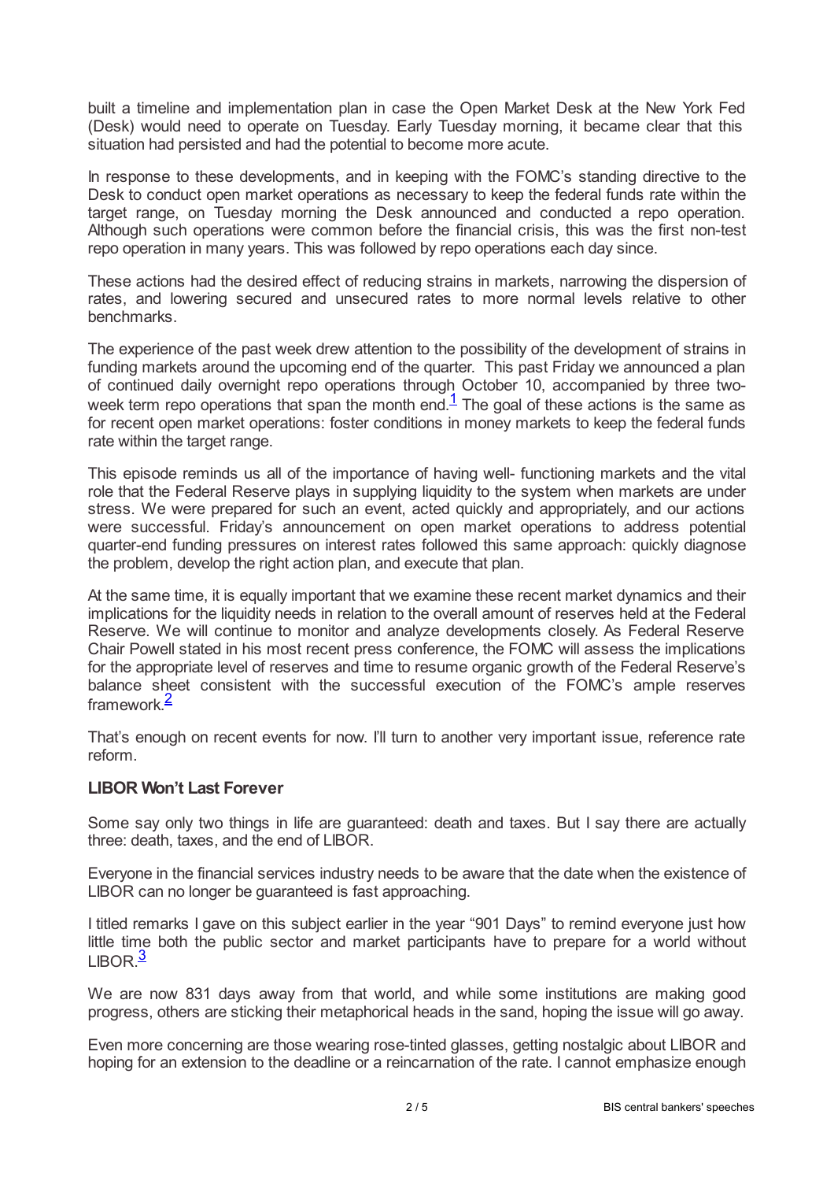built a timeline and implementation plan in case the Open Market Desk at the New York Fed (Desk) would need to operate on Tuesday. Early Tuesday morning, it became clear that this situation had persisted and had the potential to become more acute.

In response to these developments, and in keeping with the FOMC's standing directive to the Desk to conduct open market operations as necessary to keep the federal funds rate within the target range, on Tuesday morning the Desk announced and conducted a repo operation. Although such operations were common before the financial crisis, this was the first non-test repo operation in many years. This was followed by repo operations each day since.

These actions had the desired effect of reducing strains in markets, narrowing the dispersion of rates, and lowering secured and unsecured rates to more normal levels relative to other benchmarks.

The experience of the past week drew attention to the possibility of the development of strains in funding markets around the upcoming end of the quarter. This past Friday we announced a plan of continued daily overnight repo operations through October 10, accompanied by three two-week term repo operations that span the month end.[1] The goal of these actions is the same as for recent open market operations: foster conditions in money markets to keep the federal funds rate within the target range.

This episode reminds us all of the importance of having well- functioning markets and the vital role that the Federal Reserve plays in supplying liquidity to the system when markets are under stress. We were prepared for such an event, acted quickly and appropriately, and our actions were successful. Friday's announcement on open market operations to address potential quarter-end funding pressures on interest rates followed this same approach: quickly diagnose the problem, develop the right action plan, and execute that plan.

At the same time, it is equally important that we examine these recent market dynamics and their implications for the liquidity needs in relation to the overall amount of reserves held at the Federal Reserve. We will continue to monitor and analyze developments closely. As Federal Reserve Chair Powell stated in his most recent press conference, the FOMC will assess the implications for the appropriate level of reserves and time to resume organic growth of the Federal Reserve's balance sheet consistent with the successful execution of the FOMC's ample reserves framework.[2]

That's enough on recent events for now. I'll turn to another very important issue, reference rate reform.

### LIBOR Won't Last Forever

Some say only two things in life are guaranteed: death and taxes. But I say there are actually three: death, taxes, and the end of LIBOR.

Everyone in the financial services industry needs to be aware that the date when the existence of LIBOR can no longer be guaranteed is fast approaching.

I titled remarks I gave on this subject earlier in the year "901 Days" to remind everyone just how little time both the public sector and market participants have to prepare for a world without LIBOR.[3]

We are now 831 days away from that world, and while some institutions are making good progress, others are sticking their metaphorical heads in the sand, hoping the issue will go away.

Even more concerning are those wearing rose-tinted glasses, getting nostalgic about LIBOR and hoping for an extension to the deadline or a reincarnation of the rate. I cannot emphasize enough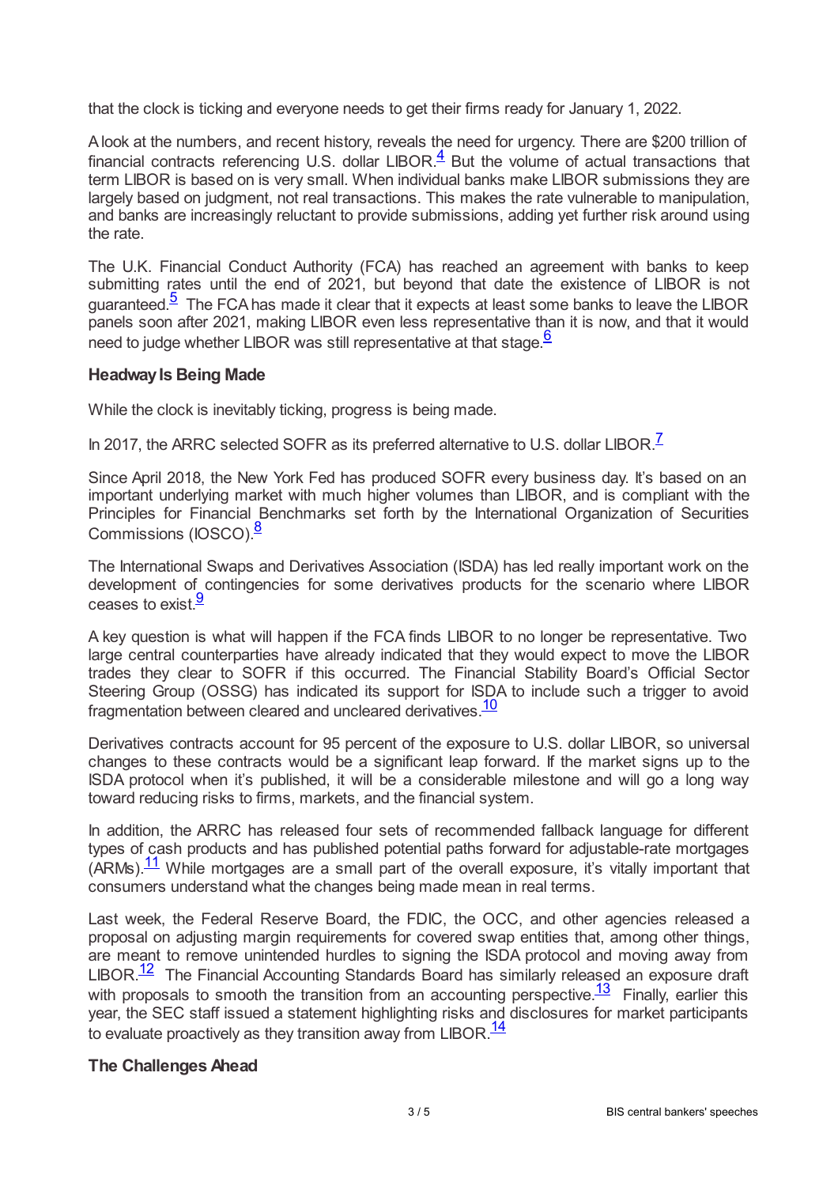that the clock is ticking and everyone needs to get their firms ready for January 1, 2022.

A look at the numbers, and recent history, reveals the need for urgency. There are $200 trillion of financial contracts referencing U.S. dollar LIBOR.[4] But the volume of actual transactions that term LIBOR is based on is very small. When individual banks make LIBOR submissions they are largely based on judgment, not real transactions. This makes the rate vulnerable to manipulation, and banks are increasingly reluctant to provide submissions, adding yet further risk around using the rate.

The U.K. Financial Conduct Authority (FCA) has reached an agreement with banks to keep submitting rates until the end of 2021, but beyond that date the existence of LIBOR is not guaranteed.[5] The FCA has made it clear that it expects at least some banks to leave the LIBOR panels soon after 2021, making LIBOR even less representative than it is now, and that it would need to judge whether LIBOR was still representative at that stage.[6]

### Headway Is Being Made

While the clock is inevitably ticking, progress is being made.

In 2017, the ARRC selected SOFR as its preferred alternative to U.S. dollar LIBOR.[7]

Since April 2018, the New York Fed has produced SOFR every business day. It's based on an important underlying market with much higher volumes than LIBOR, and is compliant with the Principles for Financial Benchmarks set forth by the International Organization of Securities Commissions (IOSCO).[8]

The International Swaps and Derivatives Association (ISDA) has led really important work on the development of contingencies for some derivatives products for the scenario where LIBOR ceases to exist.[9]

A key question is what will happen if the FCA finds LIBOR to no longer be representative. Two large central counterparties have already indicated that they would expect to move the LIBOR trades they clear to SOFR if this occurred. The Financial Stability Board's Official Sector Steering Group (OSSG) has indicated its support for ISDA to include such a trigger to avoid fragmentation between cleared and uncleared derivatives.[10]

Derivatives contracts account for 95 percent of the exposure to U.S. dollar LIBOR, so universal changes to these contracts would be a significant leap forward. If the market signs up to the ISDA protocol when it's published, it will be a considerable milestone and will go a long way toward reducing risks to firms, markets, and the financial system.

In addition, the ARRC has released four sets of recommended fallback language for different types of cash products and has published potential paths forward for adjustable-rate mortgages (ARMs).[11] While mortgages are a small part of the overall exposure, it's vitally important that consumers understand what the changes being made mean in real terms.

Last week, the Federal Reserve Board, the FDIC, the OCC, and other agencies released a proposal on adjusting margin requirements for covered swap entities that, among other things, are meant to remove unintended hurdles to signing the ISDA protocol and moving away from LIBOR.[12] The Financial Accounting Standards Board has similarly released an exposure draft with proposals to smooth the transition from an accounting perspective.[13] Finally, earlier this year, the SEC staff issued a statement highlighting risks and disclosures for market participants to evaluate proactively as they transition away from LIBOR.[14]

### The Challenges Ahead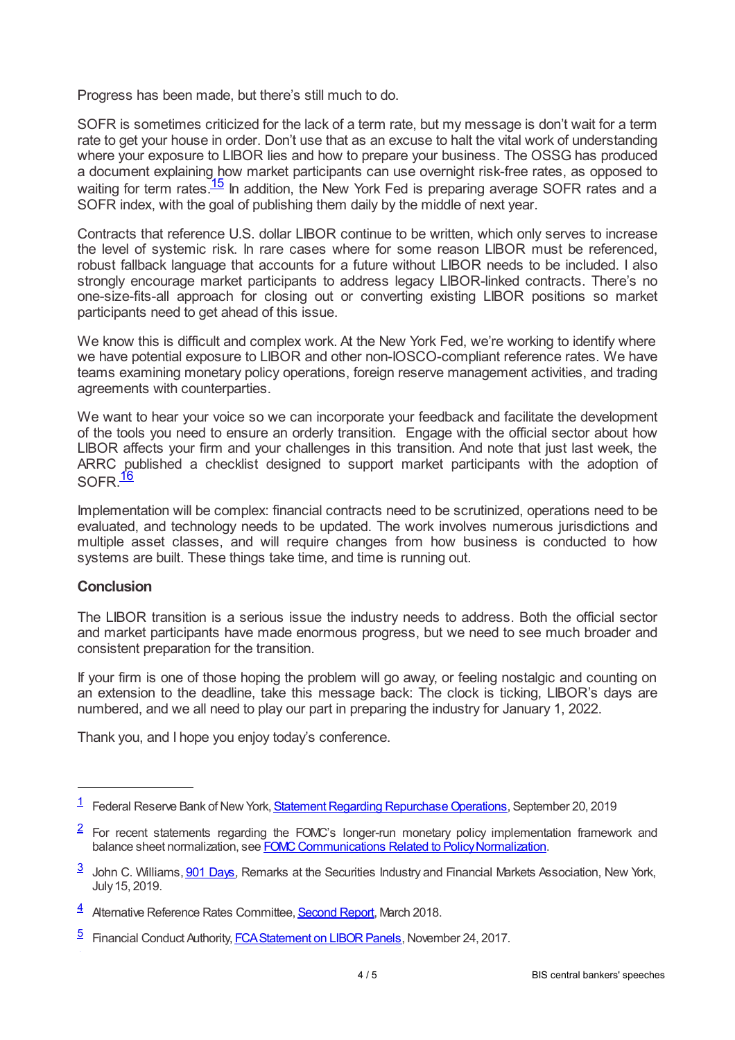Progress has been made, but there's still much to do.

SOFR is sometimes criticized for the lack of a term rate, but my message is don't wait for a term rate to get your house in order. Don't use that as an excuse to halt the vital work of understanding where your exposure to LIBOR lies and how to prepare your business. The OSSG has produced a document explaining how market participants can use overnight risk-free rates, as opposed to waiting for term rates.[15] In addition, the New York Fed is preparing average SOFR rates and a SOFR index, with the goal of publishing them daily by the middle of next year.

Contracts that reference U.S. dollar LIBOR continue to be written, which only serves to increase the level of systemic risk. In rare cases where for some reason LIBOR must be referenced, robust fallback language that accounts for a future without LIBOR needs to be included. I also strongly encourage market participants to address legacy LIBOR-linked contracts. There's no one-size-fits-all approach for closing out or converting existing LIBOR positions so market participants need to get ahead of this issue.

We know this is difficult and complex work. At the New York Fed, we're working to identify where we have potential exposure to LIBOR and other non-IOSCO-compliant reference rates. We have teams examining monetary policy operations, foreign reserve management activities, and trading agreements with counterparties.

We want to hear your voice so we can incorporate your feedback and facilitate the development of the tools you need to ensure an orderly transition. Engage with the official sector about how LIBOR affects your firm and your challenges in this transition. And note that just last week, the ARRC published a checklist designed to support market participants with the adoption of SOFR.[16]

Implementation will be complex: financial contracts need to be scrutinized, operations need to be evaluated, and technology needs to be updated. The work involves numerous jurisdictions and multiple asset classes, and will require changes from how business is conducted to how systems are built. These things take time, and time is running out.

### Conclusion

The LIBOR transition is a serious issue the industry needs to address. Both the official sector and market participants have made enormous progress, but we need to see much broader and consistent preparation for the transition.

If your firm is one of those hoping the problem will go away, or feeling nostalgic and counting on an extension to the deadline, take this message back: The clock is ticking, LIBOR's days are numbered, and we all need to play our part in preparing the industry for January 1, 2022.

Thank you, and I hope you enjoy today's conference.

---

[1] Federal Reserve Bank of New York, Statement Regarding Repurchase Operations, September 20, 2019

[2] For recent statements regarding the FOMC's longer-run monetary policy implementation framework and balance sheet normalization, see FOMC Communications Related to Policy Normalization.

[3] John C. Williams, 901 Days, Remarks at the Securities Industry and Financial Markets Association, New York, July 15, 2019.

[4] Alternative Reference Rates Committee, Second Report, March 2018.

[5] Financial Conduct Authority, FCA Statement on LIBOR Panels, November 24, 2017.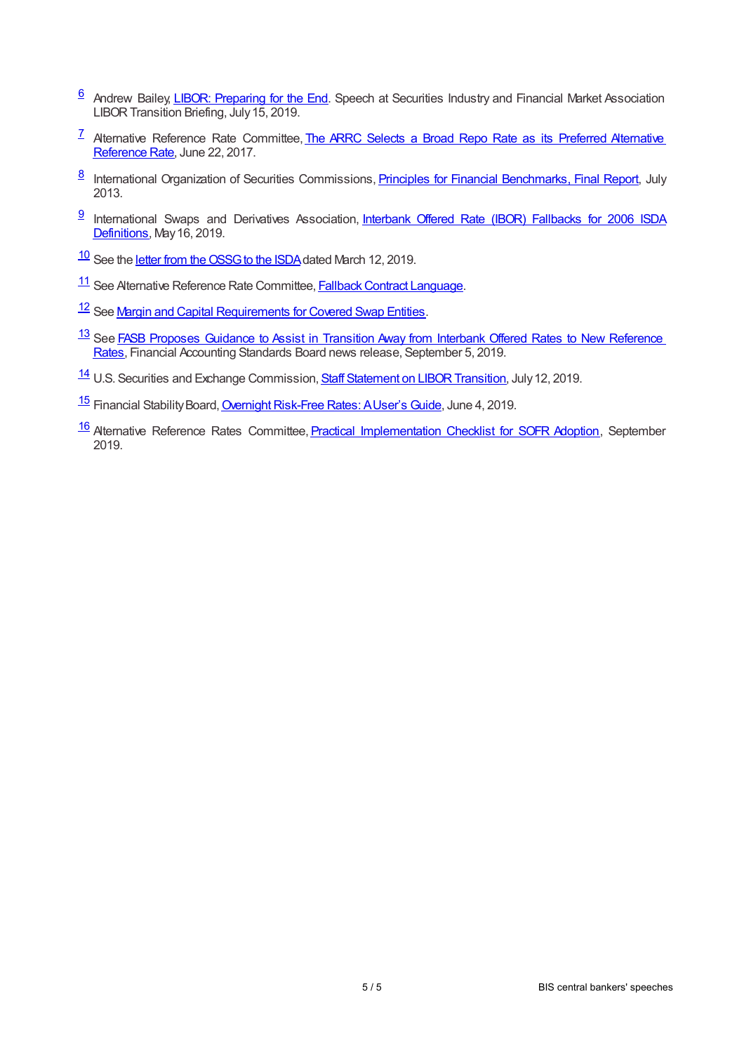[6] Andrew Bailey, LIBOR: Preparing for the End. Speech at Securities Industry and Financial Market Association LIBOR Transition Briefing, July 15, 2019.

[7] Alternative Reference Rate Committee, The ARRC Selects a Broad Repo Rate as its Preferred Alternative Reference Rate, June 22, 2017.

[8] International Organization of Securities Commissions, Principles for Financial Benchmarks, Final Report, July 2013.

[9] International Swaps and Derivatives Association, Interbank Offered Rate (IBOR) Fallbacks for 2006 ISDA Definitions, May 16, 2019.

[10] See the letter from the OSSG to the ISDA dated March 12, 2019.

[11] See Alternative Reference Rate Committee, Fallback Contract Language.

[12] See Margin and Capital Requirements for Covered Swap Entities.

[13] See FASB Proposes Guidance to Assist in Transition Away from Interbank Offered Rates to New Reference Rates, Financial Accounting Standards Board news release, September 5, 2019.

[14] U.S. Securities and Exchange Commission, Staff Statement on LIBOR Transition, July 12, 2019.

[15] Financial Stability Board, Overnight Risk-Free Rates: A User's Guide, June 4, 2019.

[16] Alternative Reference Rates Committee, Practical Implementation Checklist for SOFR Adoption, September 2019.